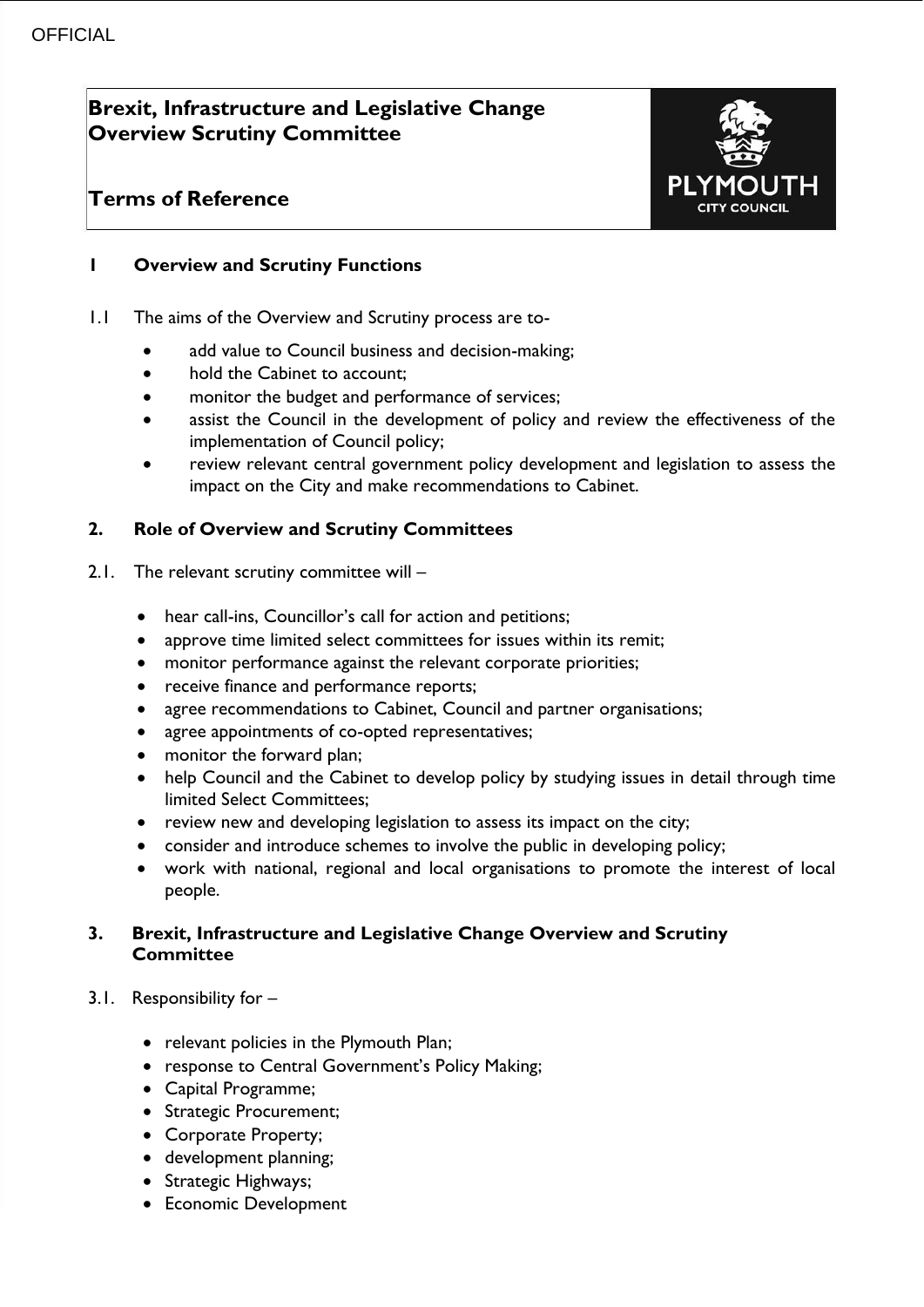# Brexit, Infrastructure and Legislative Change Overview Scrutiny Committee

## Terms of Reference

### 1 Overview and Scrutiny Functions

1.1 The aims of the Overview and Scrutiny process are to-

- add value to Council business and decision-making;
- hold the Cabinet to account;
- monitor the budget and performance of services;
- assist the Council in the development of policy and review the effectiveness of the implementation of Council policy;
- review relevant central government policy development and legislation to assess the impact on the City and make recommendations to Cabinet.

### 2. Role of Overview and Scrutiny Committees

2.1. The relevant scrutiny committee will –

- hear call-ins, Councillor's call for action and petitions;
- approve time limited select committees for issues within its remit;
- monitor performance against the relevant corporate priorities;
- receive finance and performance reports;
- agree recommendations to Cabinet, Council and partner organisations;
- agree appointments of co-opted representatives;
- monitor the forward plan;
- help Council and the Cabinet to develop policy by studying issues in detail through time limited Select Committees;
- review new and developing legislation to assess its impact on the city;
- consider and introduce schemes to involve the public in developing policy;
- work with national, regional and local organisations to promote the interest of local people.

### 3. Brexit, Infrastructure and Legislative Change Overview and Scrutiny Committee

3.1. Responsibility for –

- relevant policies in the Plymouth Plan;
- response to Central Government's Policy Making;
- Capital Programme;
- Strategic Procurement;
- Corporate Property;
- development planning;
- Strategic Highways;
- Economic Development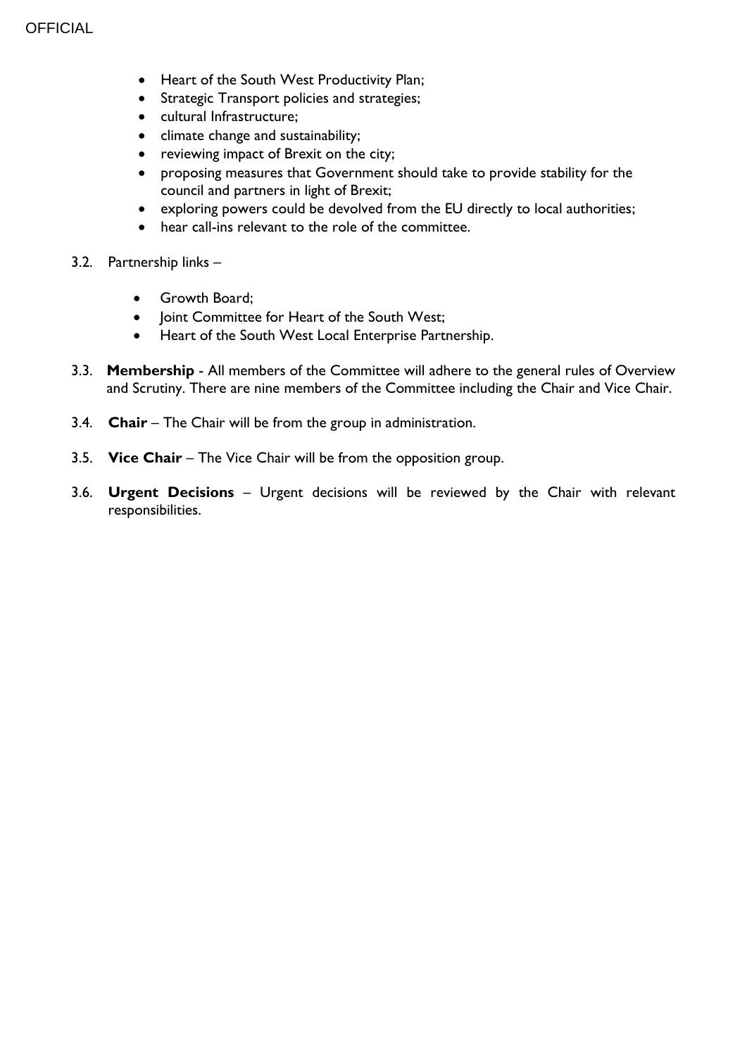- Heart of the South West Productivity Plan;
- Strategic Transport policies and strategies;
- cultural Infrastructure;
- climate change and sustainability;
- reviewing impact of Brexit on the city;
- proposing measures that Government should take to provide stability for the council and partners in light of Brexit;
- exploring powers could be devolved from the EU directly to local authorities;
- hear call-ins relevant to the role of the committee.

3.2. Partnership links –

- Growth Board;
- Joint Committee for Heart of the South West;
- Heart of the South West Local Enterprise Partnership.

3.3. **Membership** - All members of the Committee will adhere to the general rules of Overview and Scrutiny. There are nine members of the Committee including the Chair and Vice Chair.

3.4. **Chair** – The Chair will be from the group in administration.

3.5. **Vice Chair** – The Vice Chair will be from the opposition group.

3.6. **Urgent Decisions** – Urgent decisions will be reviewed by the Chair with relevant responsibilities.